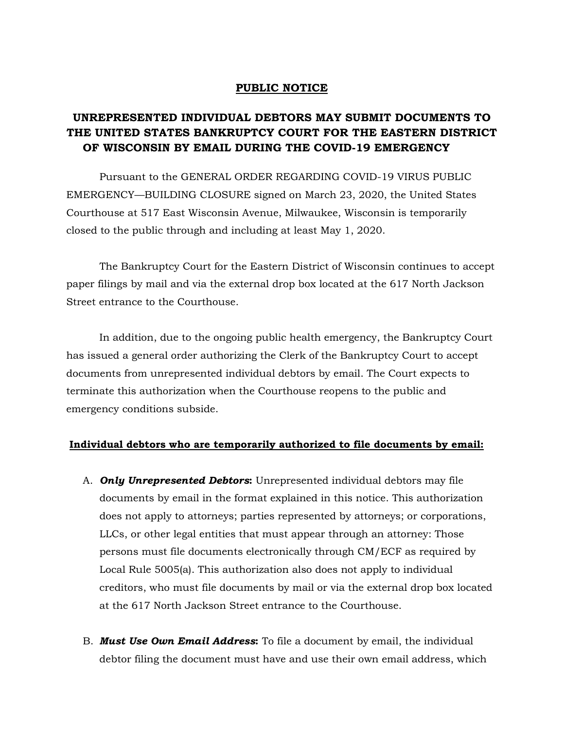# PUBLIC NOTICE

## UNREPRESENTED INDIVIDUAL DEBTORS MAY SUBMIT DOCUMENTS TO THE UNITED STATES BANKRUPTCY COURT FOR THE EASTERN DISTRICT OF WISCONSIN BY EMAIL DURING THE COVID-19 EMERGENCY

Pursuant to the GENERAL ORDER REGARDING COVID-19 VIRUS PUBLIC EMERGENCY—BUILDING CLOSURE signed on March 23, 2020, the United States Courthouse at 517 East Wisconsin Avenue, Milwaukee, Wisconsin is temporarily closed to the public through and including at least May 1, 2020.

The Bankruptcy Court for the Eastern District of Wisconsin continues to accept paper filings by mail and via the external drop box located at the 617 North Jackson Street entrance to the Courthouse.

In addition, due to the ongoing public health emergency, the Bankruptcy Court has issued a general order authorizing the Clerk of the Bankruptcy Court to accept documents from unrepresented individual debtors by email. The Court expects to terminate this authorization when the Courthouse reopens to the public and emergency conditions subside.

**Individual debtors who are temporarily authorized to file documents by email:**

A. ***Only Unrepresented Debtors*:** Unrepresented individual debtors may file documents by email in the format explained in this notice. This authorization does not apply to attorneys; parties represented by attorneys; or corporations, LLCs, or other legal entities that must appear through an attorney: Those persons must file documents electronically through CM/ECF as required by Local Rule 5005(a). This authorization also does not apply to individual creditors, who must file documents by mail or via the external drop box located at the 617 North Jackson Street entrance to the Courthouse.

B. ***Must Use Own Email Address*:** To file a document by email, the individual debtor filing the document must have and use their own email address, which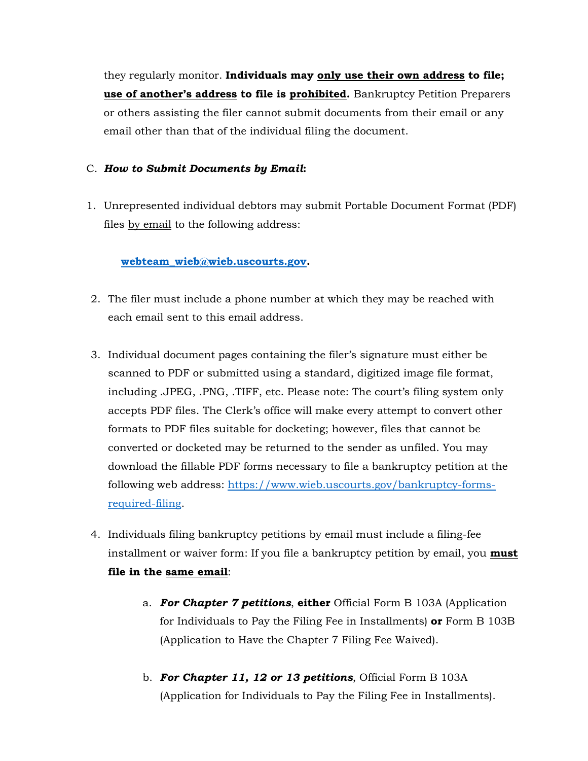they regularly monitor. **Individuals may <u>only use their own address</u> to file; <u>use of another's address</u> to file is <u>prohibited</u>.** Bankruptcy Petition Preparers or others assisting the filer cannot submit documents from their email or any email other than that of the individual filing the document.

C. ***How to Submit Documents by Email*:**

1. Unrepresented individual debtors may submit Portable Document Format (PDF) files <u>by email</u> to the following address:

   **webteam_wieb@wieb.uscourts.gov.**

2. The filer must include a phone number at which they may be reached with each email sent to this email address.

3. Individual document pages containing the filer's signature must either be scanned to PDF or submitted using a standard, digitized image file format, including .JPEG, .PNG, .TIFF, etc. Please note: The court's filing system only accepts PDF files. The Clerk's office will make every attempt to convert other formats to PDF files suitable for docketing; however, files that cannot be converted or docketed may be returned to the sender as unfiled. You may download the fillable PDF forms necessary to file a bankruptcy petition at the following web address: https://www.wieb.uscourts.gov/bankruptcy-forms-required-filing.

4. Individuals filing bankruptcy petitions by email must include a filing-fee installment or waiver form: If you file a bankruptcy petition by email, you **<u>must</u> file in the <u>same email</u>**:

   a. ***For Chapter 7 petitions***, **either** Official Form B 103A (Application for Individuals to Pay the Filing Fee in Installments) **or** Form B 103B (Application to Have the Chapter 7 Filing Fee Waived).

   b. ***For Chapter 11, 12 or 13 petitions***, Official Form B 103A (Application for Individuals to Pay the Filing Fee in Installments).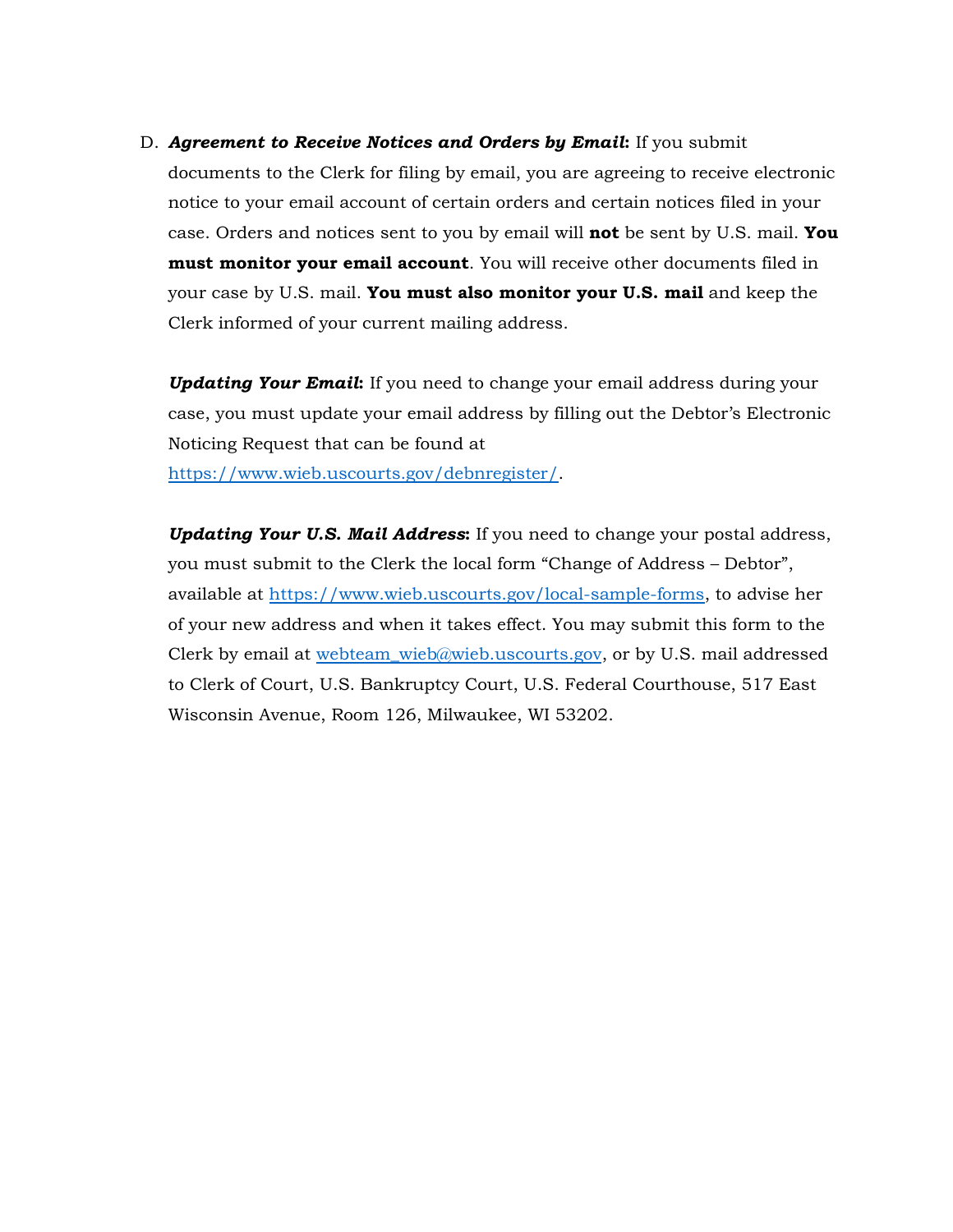D. ***Agreement to Receive Notices and Orders by Email*:** If you submit documents to the Clerk for filing by email, you are agreeing to receive electronic notice to your email account of certain orders and certain notices filed in your case. Orders and notices sent to you by email will **not** be sent by U.S. mail. **You must monitor your email account**. You will receive other documents filed in your case by U.S. mail. **You must also monitor your U.S. mail** and keep the Clerk informed of your current mailing address.

   ***Updating Your Email*:** If you need to change your email address during your case, you must update your email address by filling out the Debtor's Electronic Noticing Request that can be found at https://www.wieb.uscourts.gov/debnregister/.

   ***Updating Your U.S. Mail Address*:** If you need to change your postal address, you must submit to the Clerk the local form "Change of Address – Debtor", available at https://www.wieb.uscourts.gov/local-sample-forms, to advise her of your new address and when it takes effect. You may submit this form to the Clerk by email at webteam_wieb@wieb.uscourts.gov, or by U.S. mail addressed to Clerk of Court, U.S. Bankruptcy Court, U.S. Federal Courthouse, 517 East Wisconsin Avenue, Room 126, Milwaukee, WI 53202.